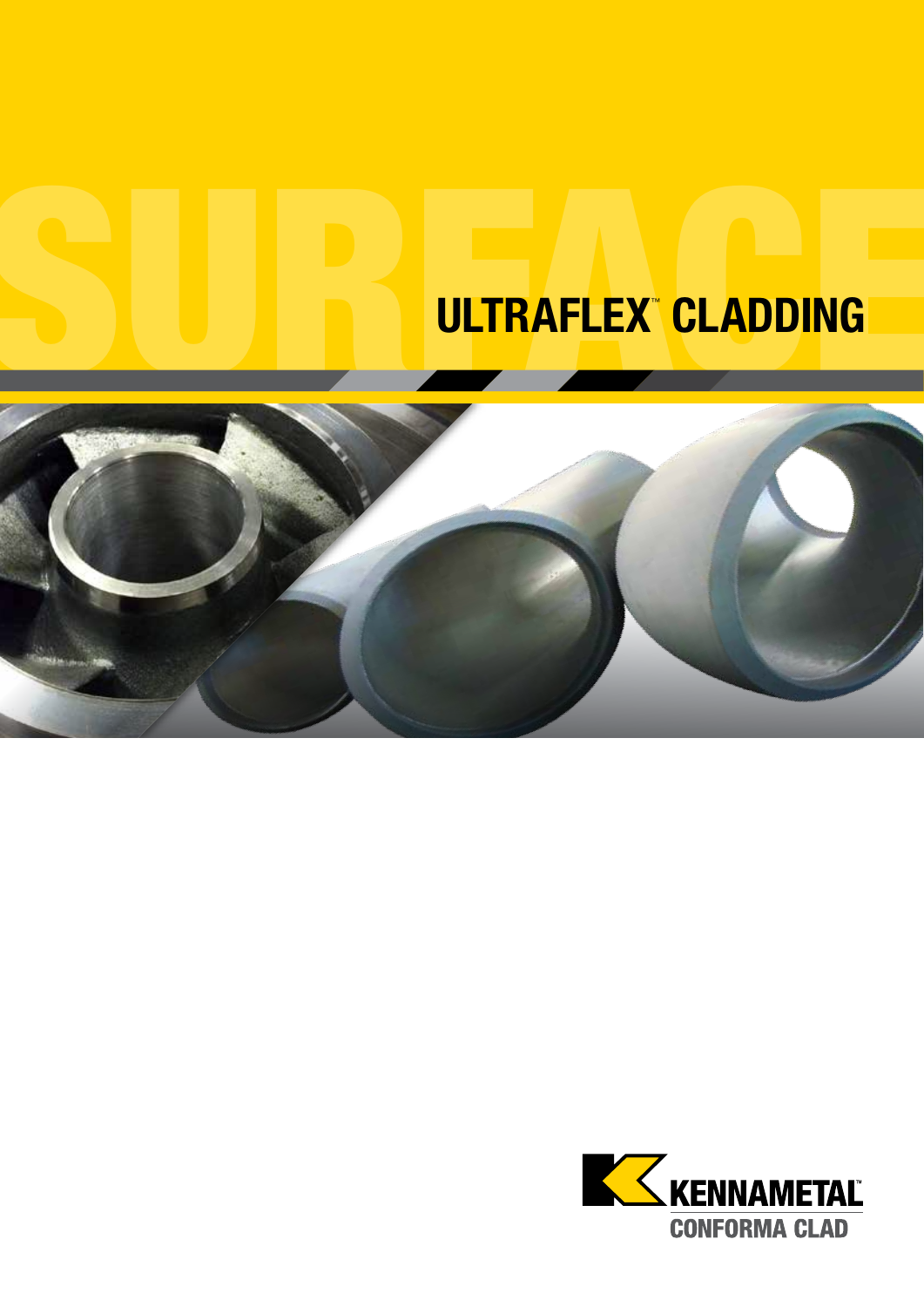SURFACE

# ULTRAFLEX™ CLADDING

KENNAMETAL™
CONFORMA CLAD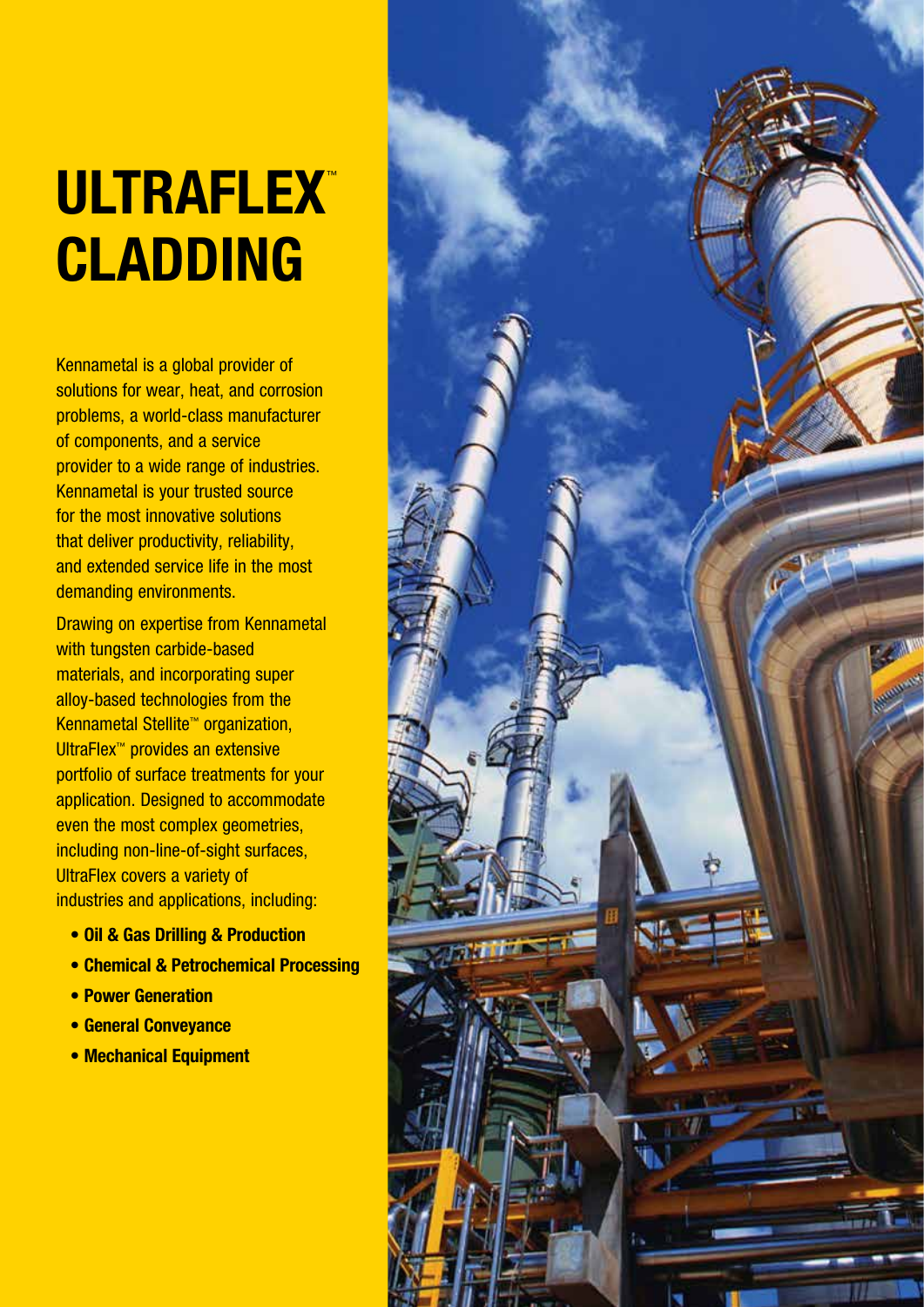# ULTRAFLEX™ CLADDING

Kennametal is a global provider of solutions for wear, heat, and corrosion problems, a world-class manufacturer of components, and a service provider to a wide range of industries. Kennametal is your trusted source for the most innovative solutions that deliver productivity, reliability, and extended service life in the most demanding environments.

Drawing on expertise from Kennametal with tungsten carbide-based materials, and incorporating super alloy-based technologies from the Kennametal Stellite™ organization, UltraFlex™ provides an extensive portfolio of surface treatments for your application. Designed to accommodate even the most complex geometries, including non-line-of-sight surfaces, UltraFlex covers a variety of industries and applications, including:

- **Oil & Gas Drilling & Production**
- **Chemical & Petrochemical Processing**
- **Power Generation**
- **General Conveyance**
- **Mechanical Equipment**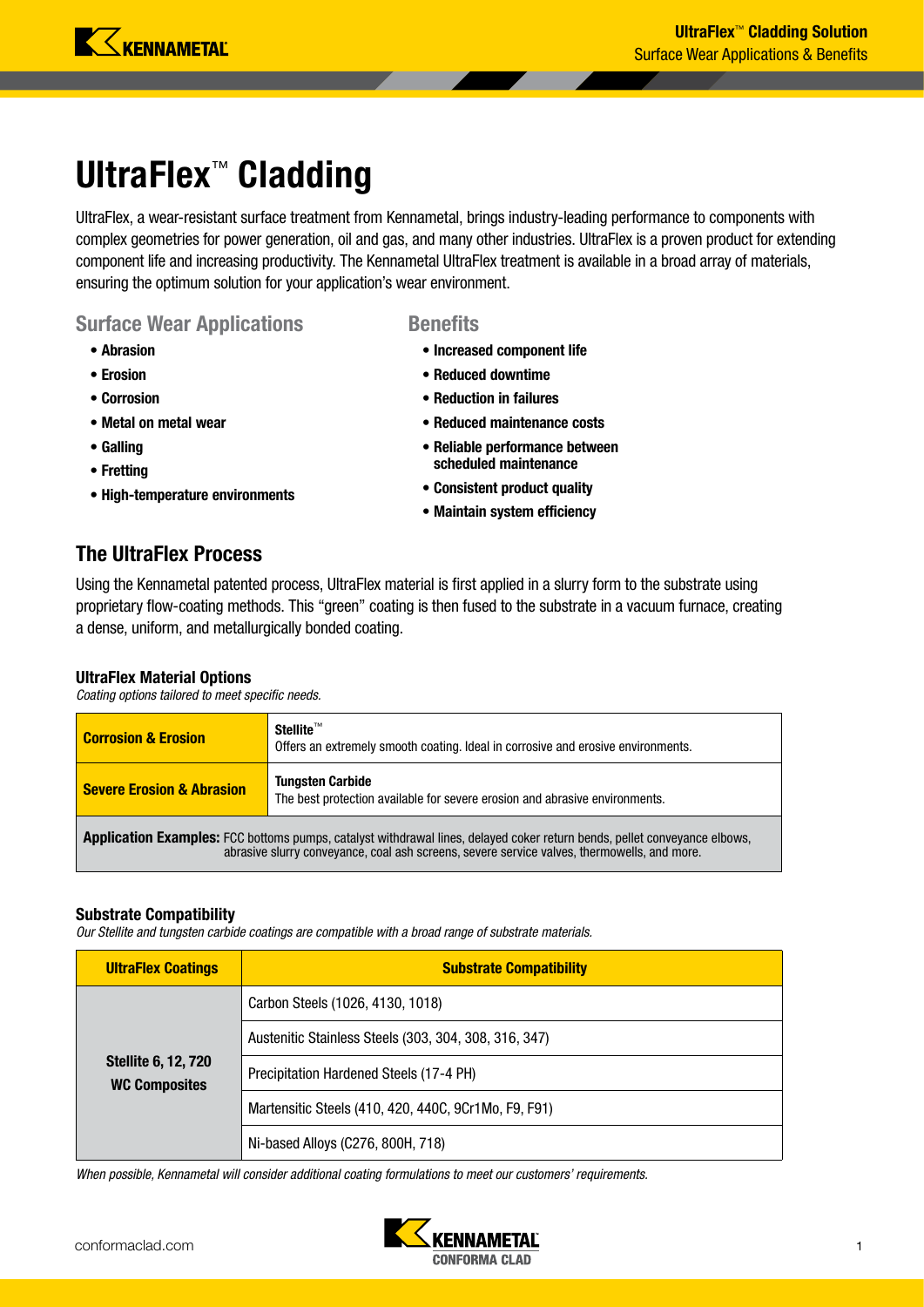# UltraFlex™ Cladding

UltraFlex, a wear-resistant surface treatment from Kennametal, brings industry-leading performance to components with complex geometries for power generation, oil and gas, and many other industries. UltraFlex is a proven product for extending component life and increasing productivity. The Kennametal UltraFlex treatment is available in a broad array of materials, ensuring the optimum solution for your application's wear environment.

### Surface Wear Applications

- **Abrasion**
- **Erosion**
- **Corrosion**
- **Metal on metal wear**
- **Galling**
- **Fretting**
- **High-temperature environments**

### Benefits

- **Increased component life**
- **Reduced downtime**
- **Reduction in failures**
- **Reduced maintenance costs**
- **Reliable performance between scheduled maintenance**
- **Consistent product quality**
- **Maintain system efficiency**

## The UltraFlex Process

Using the Kennametal patented process, UltraFlex material is first applied in a slurry form to the substrate using proprietary flow-coating methods. This "green" coating is then fused to the substrate in a vacuum furnace, creating a dense, uniform, and metallurgically bonded coating.

#### UltraFlex Material Options

*Coating options tailored to meet specific needs.*

| | |
|---|---|
| **Corrosion & Erosion** | **Stellite™**<br>Offers an extremely smooth coating. Ideal in corrosive and erosive environments. |
| **Severe Erosion & Abrasion** | **Tungsten Carbide**<br>The best protection available for severe erosion and abrasive environments. |
| **Application Examples:** FCC bottoms pumps, catalyst withdrawal lines, delayed coker return bends, pellet conveyance elbows, abrasive slurry conveyance, coal ash screens, severe service valves, thermowells, and more. | |

#### Substrate Compatibility

*Our Stellite and tungsten carbide coatings are compatible with a broad range of substrate materials.*

| UltraFlex Coatings | Substrate Compatibility |
|---|---|
| **Stellite 6, 12, 720**<br>**WC Composites** | Carbon Steels (1026, 4130, 1018) |
| | Austenitic Stainless Steels (303, 304, 308, 316, 347) |
| | Precipitation Hardened Steels (17-4 PH) |
| | Martensitic Steels (410, 420, 440C, 9Cr1Mo, F9, F91) |
| | Ni-based Alloys (C276, 800H, 718) |

*When possible, Kennametal will consider additional coating formulations to meet our customers' requirements.*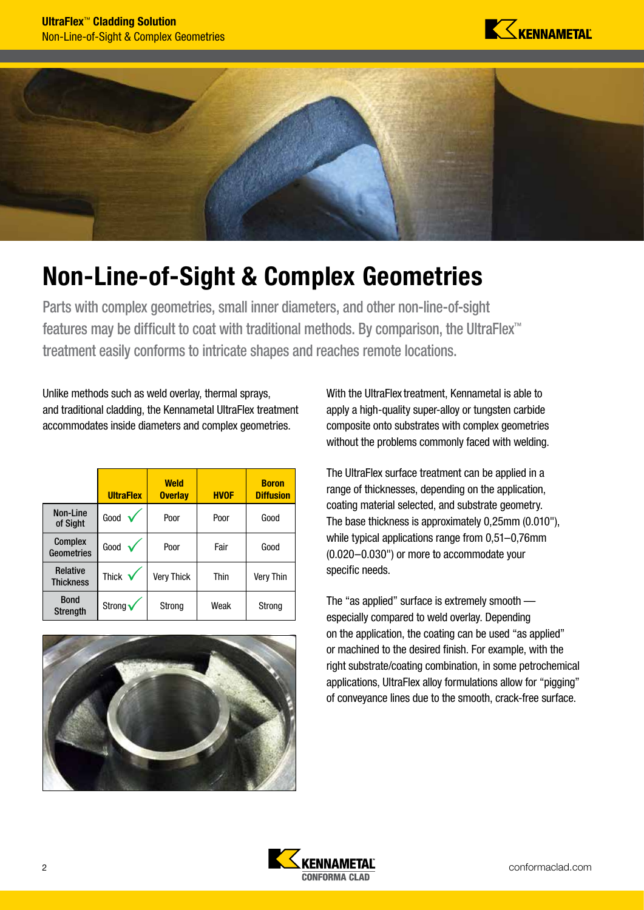# Non-Line-of-Sight & Complex Geometries

Parts with complex geometries, small inner diameters, and other non-line-of-sight features may be difficult to coat with traditional methods. By comparison, the UltraFlex™ treatment easily conforms to intricate shapes and reaches remote locations.

Unlike methods such as weld overlay, thermal sprays, and traditional cladding, the Kennametal UltraFlex treatment accommodates inside diameters and complex geometries.

| | UltraFlex | Weld Overlay | HVOF | Boron Diffusion |
|---|---|---|---|---|
| Non-Line of Sight | Good ✓ | Poor | Poor | Good |
| Complex Geometries | Good ✓ | Poor | Fair | Good |
| Relative Thickness | Thick ✓ | Very Thick | Thin | Very Thin |
| Bond Strength | Strong ✓ | Strong | Weak | Strong |

With the UltraFlex treatment, Kennametal is able to apply a high-quality super-alloy or tungsten carbide composite onto substrates with complex geometries without the problems commonly faced with welding.

The UltraFlex surface treatment can be applied in a range of thicknesses, depending on the application, coating material selected, and substrate geometry. The base thickness is approximately 0,25mm (0.010"), while typical applications range from 0,51–0,76mm (0.020–0.030") or more to accommodate your specific needs.

The "as applied" surface is extremely smooth — especially compared to weld overlay. Depending on the application, the coating can be used "as applied" or machined to the desired finish. For example, with the right substrate/coating combination, in some petrochemical applications, UltraFlex alloy formulations allow for "pigging" of conveyance lines due to the smooth, crack-free surface.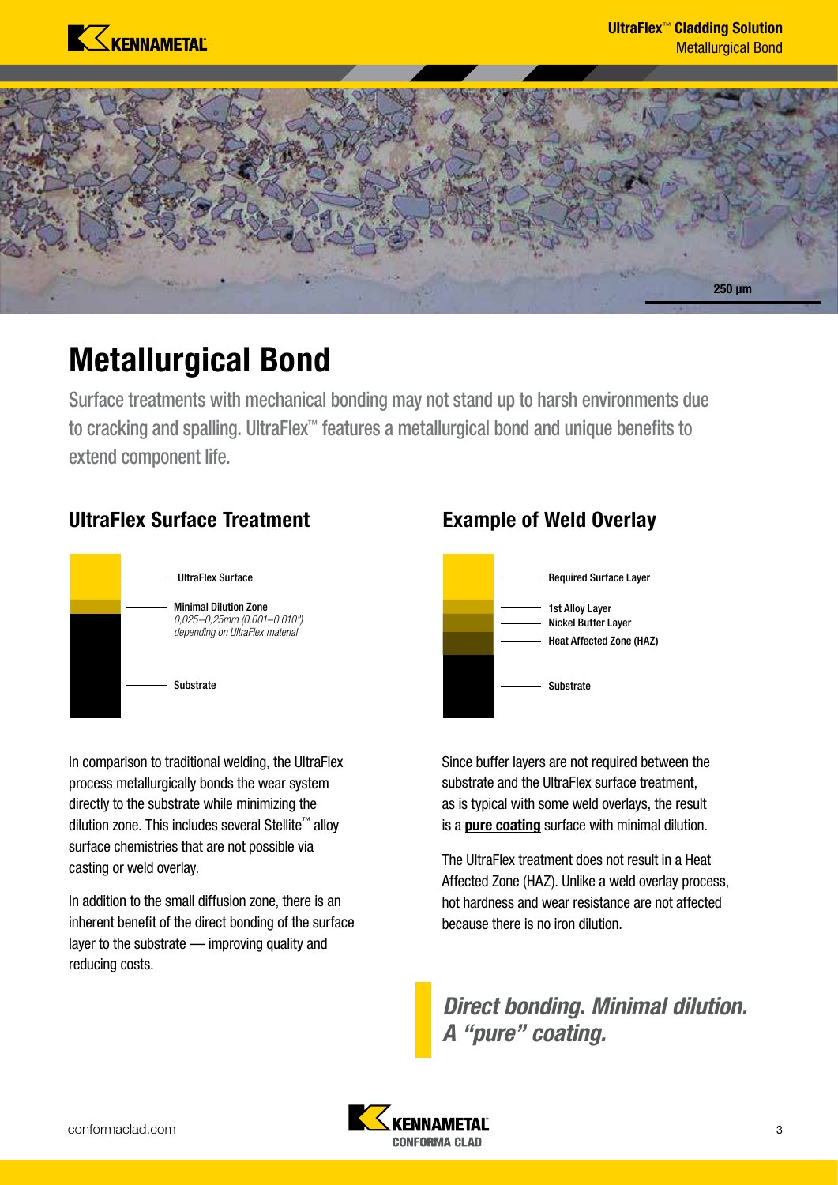# Metallurgical Bond

Surface treatments with mechanical bonding may not stand up to harsh environments due to cracking and spalling. UltraFlex™ features a metallurgical bond and unique benefits to extend component life.

250 µm

## UltraFlex Surface Treatment

- UltraFlex Surface
- Minimal Dilution Zone
  *0,025–0,25mm (0.001–0.010") depending on UltraFlex material*
- Substrate

In comparison to traditional welding, the UltraFlex process metallurgically bonds the wear system directly to the substrate while minimizing the dilution zone. This includes several Stellite™ alloy surface chemistries that are not possible via casting or weld overlay.

In addition to the small diffusion zone, there is an inherent benefit of the direct bonding of the surface layer to the substrate — improving quality and reducing costs.

## Example of Weld Overlay

- Required Surface Layer
- 1st Alloy Layer
- Nickel Buffer Layer
- Heat Affected Zone (HAZ)
- Substrate

Since buffer layers are not required between the substrate and the UltraFlex surface treatment, as is typical with some weld overlays, the result is a **pure coating** surface with minimal dilution.

The UltraFlex treatment does not result in a Heat Affected Zone (HAZ). Unlike a weld overlay process, hot hardness and wear resistance are not affected because there is no iron dilution.

***Direct bonding. Minimal dilution. A "pure" coating.***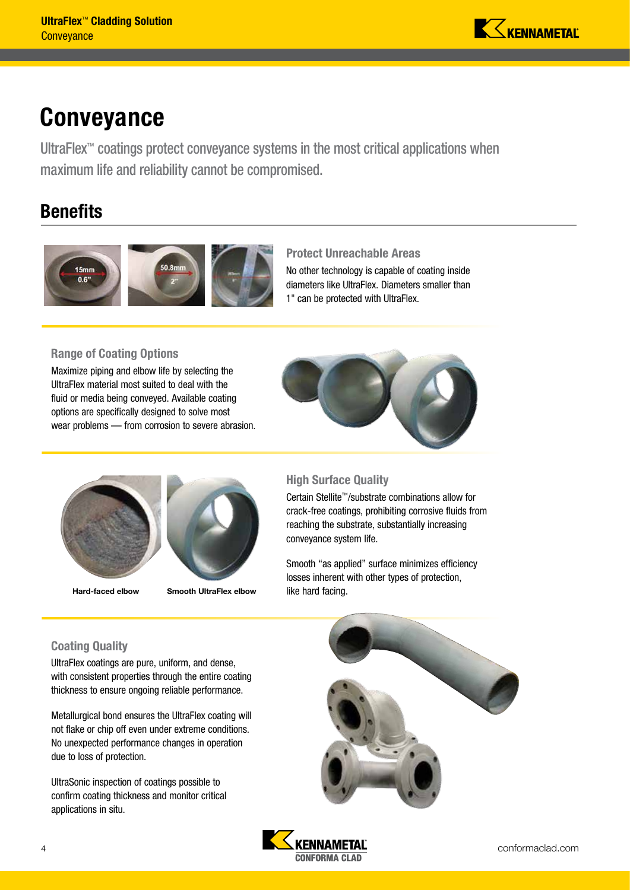# Conveyance

UltraFlex™ coatings protect conveyance systems in the most critical applications when maximum life and reliability cannot be compromised.

## Benefits

### Protect Unreachable Areas

No other technology is capable of coating inside diameters like UltraFlex. Diameters smaller than 1" can be protected with UltraFlex.

### Range of Coating Options

Maximize piping and elbow life by selecting the UltraFlex material most suited to deal with the fluid or media being conveyed. Available coating options are specifically designed to solve most wear problems — from corrosion to severe abrasion.

**Hard-faced elbow** | **Smooth UltraFlex elbow**

### High Surface Quality

Certain Stellite™/substrate combinations allow for crack-free coatings, prohibiting corrosive fluids from reaching the substrate, substantially increasing conveyance system life.

Smooth "as applied" surface minimizes efficiency losses inherent with other types of protection, like hard facing.

### Coating Quality

UltraFlex coatings are pure, uniform, and dense, with consistent properties through the entire coating thickness to ensure ongoing reliable performance.

Metallurgical bond ensures the UltraFlex coating will not flake or chip off even under extreme conditions. No unexpected performance changes in operation due to loss of protection.

UltraSonic inspection of coatings possible to confirm coating thickness and monitor critical applications in situ.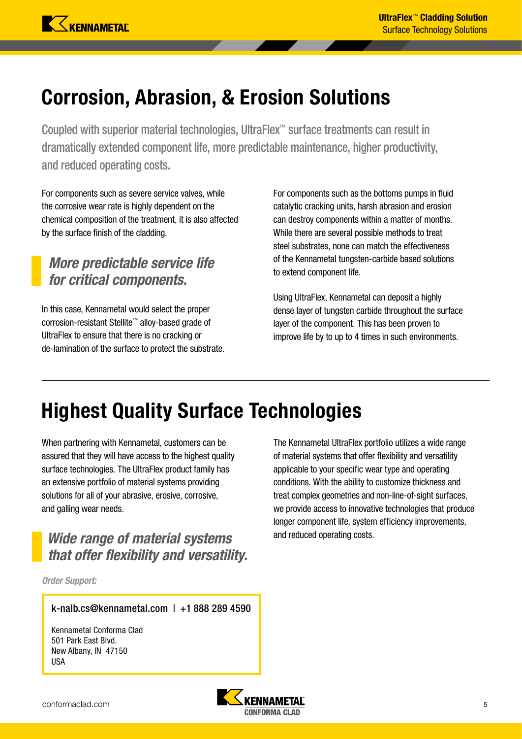# Corrosion, Abrasion, & Erosion Solutions

Coupled with superior material technologies, UltraFlex™ surface treatments can result in dramatically extended component life, more predictable maintenance, higher productivity, and reduced operating costs.

For components such as severe service valves, while the corrosive wear rate is highly dependent on the chemical composition of the treatment, it is also affected by the surface finish of the cladding.

> ***More predictable service life for critical components.***

In this case, Kennametal would select the proper corrosion-resistant Stellite™ alloy-based grade of UltraFlex to ensure that there is no cracking or de-lamination of the surface to protect the substrate.

For components such as the bottoms pumps in fluid catalytic cracking units, harsh abrasion and erosion can destroy components within a matter of months. While there are several possible methods to treat steel substrates, none can match the effectiveness of the Kennametal tungsten-carbide based solutions to extend component life.

Using UltraFlex, Kennametal can deposit a highly dense layer of tungsten carbide throughout the surface layer of the component. This has been proven to improve life by to up to 4 times in such environments.

---

# Highest Quality Surface Technologies

When partnering with Kennametal, customers can be assured that they will have access to the highest quality surface technologies. The UltraFlex product family has an extensive portfolio of material systems providing solutions for all of your abrasive, erosive, corrosive, and galling wear needs.

> ***Wide range of material systems that offer flexibility and versatility.***

The Kennametal UltraFlex portfolio utilizes a wide range of material systems that offer flexibility and versatility applicable to your specific wear type and operating conditions. With the ability to customize thickness and treat complex geometries and non-line-of-sight surfaces, we provide access to innovative technologies that produce longer component life, system efficiency improvements, and reduced operating costs.

***Order Support:***

k-nalb.cs@kennametal.com | +1 888 289 4590

Kennametal Conforma Clad
501 Park East Blvd.
New Albany, IN 47150
USA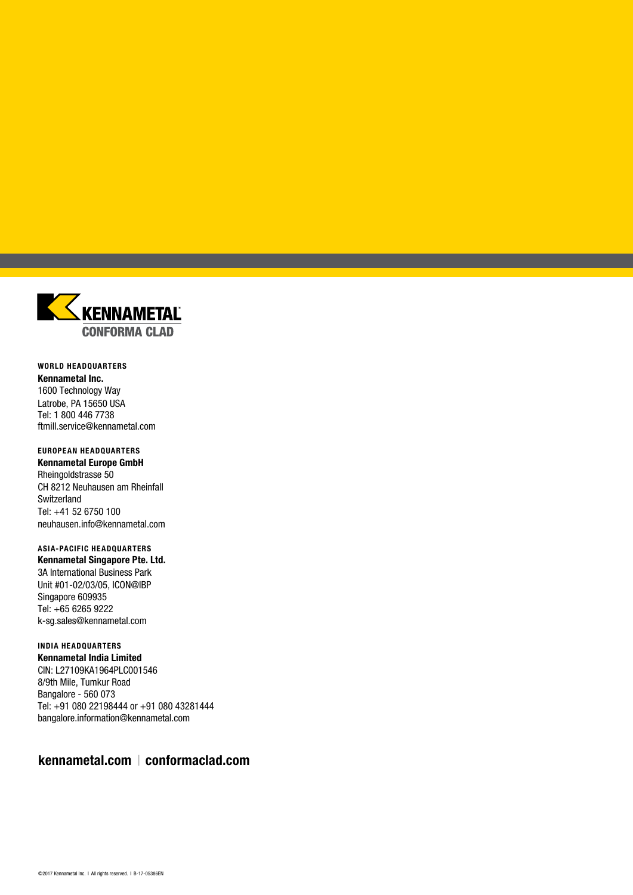KENNAMETAL
CONFORMA CLAD

**WORLD HEADQUARTERS**
**Kennametal Inc.**
1600 Technology Way
Latrobe, PA 15650 USA
Tel: 1 800 446 7738
ftmill.service@kennametal.com

**EUROPEAN HEADQUARTERS**
**Kennametal Europe GmbH**
Rheingoldstrasse 50
CH 8212 Neuhausen am Rheinfall
Switzerland
Tel: +41 52 6750 100
neuhausen.info@kennametal.com

**ASIA-PACIFIC HEADQUARTERS**
**Kennametal Singapore Pte. Ltd.**
3A International Business Park
Unit #01-02/03/05, ICON@IBP
Singapore 609935
Tel: +65 6265 9222
k-sg.sales@kennametal.com

**INDIA HEADQUARTERS**
**Kennametal India Limited**
CIN: L27109KA1964PLC001546
8/9th Mile, Tumkur Road
Bangalore - 560 073
Tel: +91 080 22198444 or +91 080 43281444
bangalore.information@kennametal.com

**kennametal.com | conformaclad.com**

©2017 Kennametal Inc. | All rights reserved. | B-17-05386EN